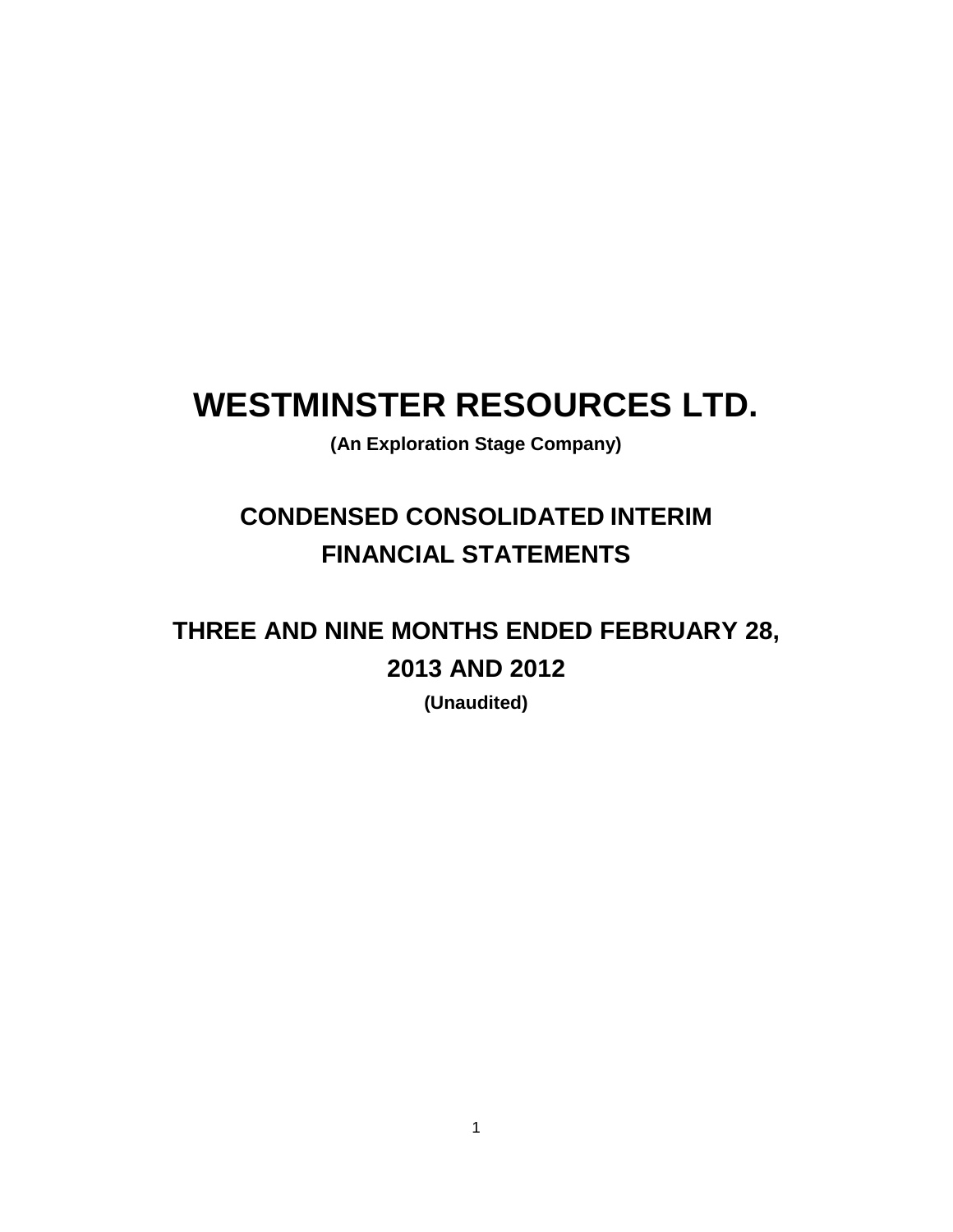# WESTMINSTER RESOURCES LTD.

**(An Exploration Stage Company)**

## CONDENSED CONSOLIDATED INTERIM FINANCIAL STATEMENTS

## THREE AND NINE MONTHS ENDED FEBRUARY 28, 2013 AND 2012

**(Unaudited)**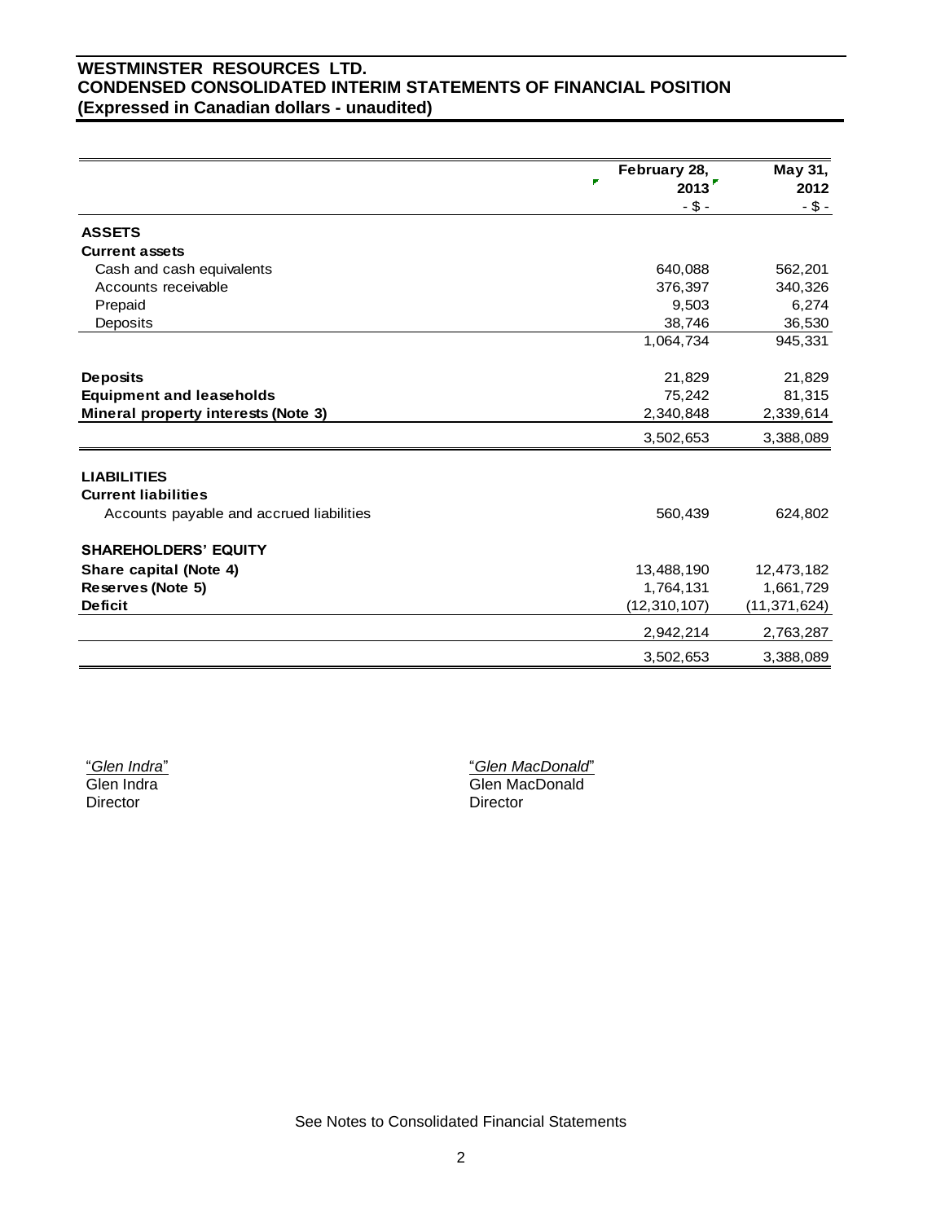# WESTMINSTER RESOURCES LTD.
## CONDENSED CONSOLIDATED INTERIM STATEMENTS OF FINANCIAL POSITION
### (Expressed in Canadian dollars - unaudited)

| | February 28, 2013 | May 31, 2012 |
|---|---|---|
| | - $ - | - $ - |
| **ASSETS** | | |
| **Current assets** | | |
| Cash and cash equivalents | 640,088 | 562,201 |
| Accounts receivable | 376,397 | 340,326 |
| Prepaid | 9,503 | 6,274 |
| Deposits | 38,746 | 36,530 |
| | 1,064,734 | 945,331 |
| **Deposits** | 21,829 | 21,829 |
| **Equipment and leaseholds** | 75,242 | 81,315 |
| **Mineral property interests (Note 3)** | 2,340,848 | 2,339,614 |
| | 3,502,653 | 3,388,089 |
| **LIABILITIES** | | |
| **Current liabilities** | | |
| Accounts payable and accrued liabilities | 560,439 | 624,802 |
| **SHAREHOLDERS' EQUITY** | | |
| **Share capital (Note 4)** | 13,488,190 | 12,473,182 |
| **Reserves (Note 5)** | 1,764,131 | 1,661,729 |
| **Deficit** | (12,310,107) | (11,371,624) |
| | 2,942,214 | 2,763,287 |
| | 3,502,653 | 3,388,089 |

"*Glen Indra*"
Glen Indra
Director

"*Glen MacDonald*"
Glen MacDonald
Director

See Notes to Consolidated Financial Statements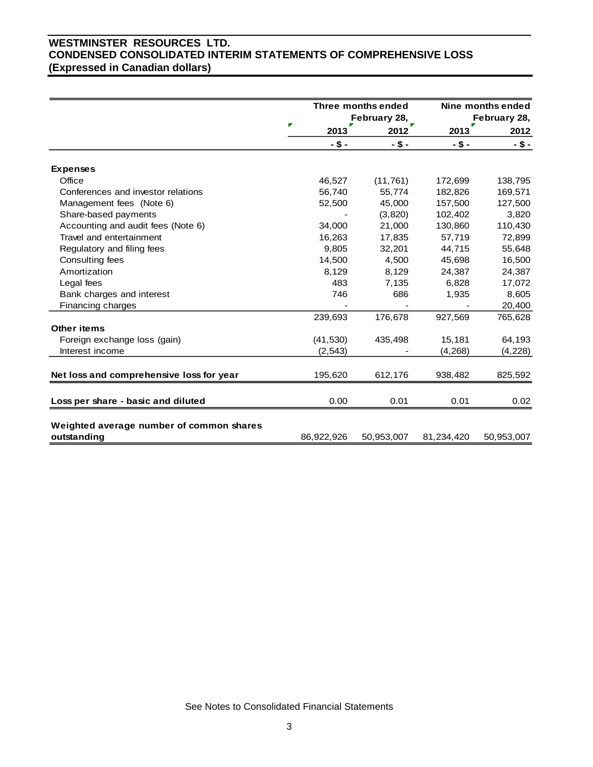# WESTMINSTER RESOURCES LTD.
## CONDENSED CONSOLIDATED INTERIM STATEMENTS OF COMPREHENSIVE LOSS
## (Expressed in Canadian dollars)

| | Three months ended February 28, | | Nine months ended February 28, | |
|---|---|---|---|---|
| | 2013 | 2012 | 2013 | 2012 |
| | - $ - | - $ - | - $ - | - $ - |
| **Expenses** | | | | |
| Office | 46,527 | (11,761) | 172,699 | 138,795 |
| Conferences and investor relations | 56,740 | 55,774 | 182,826 | 169,571 |
| Management fees (Note 6) | 52,500 | 45,000 | 157,500 | 127,500 |
| Share-based payments | - | (3,820) | 102,402 | 3,820 |
| Accounting and audit fees (Note 6) | 34,000 | 21,000 | 130,860 | 110,430 |
| Travel and entertainment | 16,263 | 17,835 | 57,719 | 72,899 |
| Regulatory and filing fees | 9,805 | 32,201 | 44,715 | 55,648 |
| Consulting fees | 14,500 | 4,500 | 45,698 | 16,500 |
| Amortization | 8,129 | 8,129 | 24,387 | 24,387 |
| Legal fees | 483 | 7,135 | 6,828 | 17,072 |
| Bank charges and interest | 746 | 686 | 1,935 | 8,605 |
| Financing charges | - | - | - | 20,400 |
| | 239,693 | 176,678 | 927,569 | 765,628 |
| **Other items** | | | | |
| Foreign exchange loss (gain) | (41,530) | 435,498 | 15,181 | 64,193 |
| Interest income | (2,543) | - | (4,268) | (4,228) |
| **Net loss and comprehensive loss for year** | 195,620 | 612,176 | 938,482 | 825,592 |
| **Loss per share - basic and diluted** | 0.00 | 0.01 | 0.01 | 0.02 |
| **Weighted average number of common shares outstanding** | 86,922,926 | 50,953,007 | 81,234,420 | 50,953,007 |

See Notes to Consolidated Financial Statements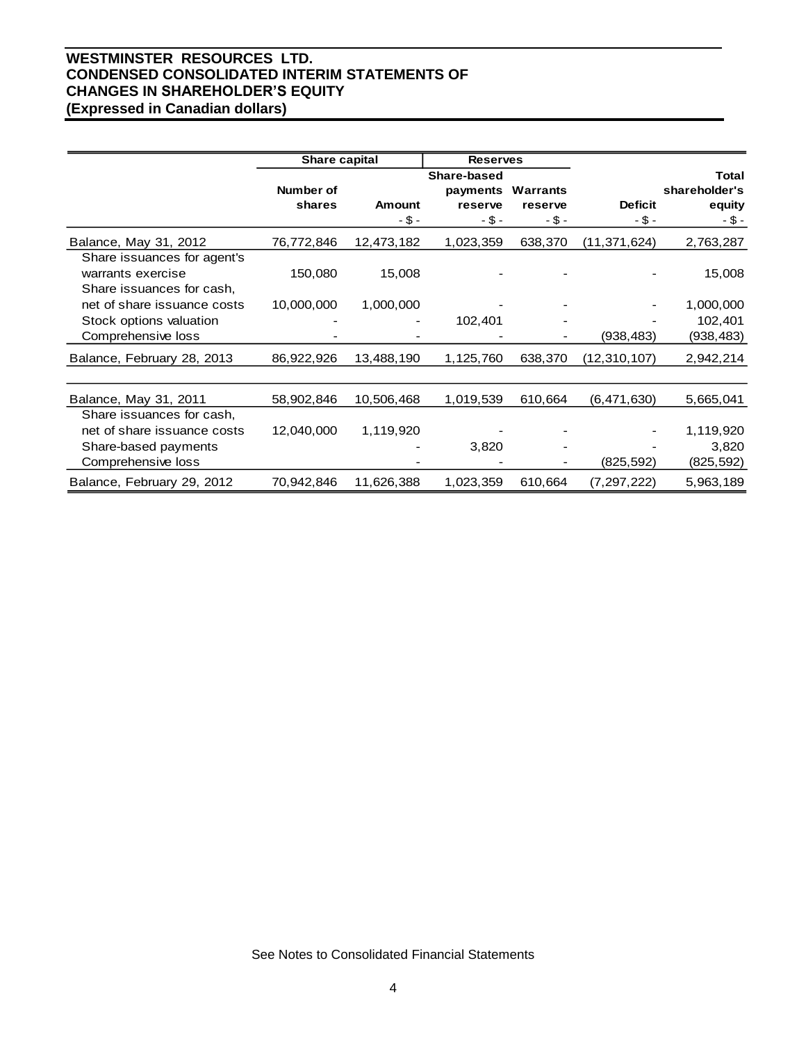# WESTMINSTER RESOURCES LTD.
# CONDENSED CONSOLIDATED INTERIM STATEMENTS OF CHANGES IN SHAREHOLDER'S EQUITY
# (Expressed in Canadian dollars)

| | Share capital | | Reserves | | | |
|---|---|---|---|---|---|---|
| | Number of shares | Amount | Share-based payments reserve | Warrants reserve | Deficit | Total shareholder's equity |
| | | - $ - | - $ - | - $ - | - $ - | - $ - |
| Balance, May 31, 2012 | 76,772,846 | 12,473,182 | 1,023,359 | 638,370 | (11,371,624) | 2,763,287 |
| Share issuances for agent's warrants exercise | 150,080 | 15,008 | - | - | - | 15,008 |
| Share issuances for cash, net of share issuance costs | 10,000,000 | 1,000,000 | - | - | - | 1,000,000 |
| Stock options valuation | - | - | 102,401 | - | - | 102,401 |
| Comprehensive loss | - | - | - | - | (938,483) | (938,483) |
| Balance, February 28, 2013 | 86,922,926 | 13,488,190 | 1,125,760 | 638,370 | (12,310,107) | 2,942,214 |
| | | | | | | |
| Balance, May 31, 2011 | 58,902,846 | 10,506,468 | 1,019,539 | 610,664 | (6,471,630) | 5,665,041 |
| Share issuances for cash, net of share issuance costs | 12,040,000 | 1,119,920 | - | - | - | 1,119,920 |
| Share-based payments | | - | 3,820 | - | - | 3,820 |
| Comprehensive loss | | - | - | - | (825,592) | (825,592) |
| Balance, February 29, 2012 | 70,942,846 | 11,626,388 | 1,023,359 | 610,664 | (7,297,222) | 5,963,189 |

See Notes to Consolidated Financial Statements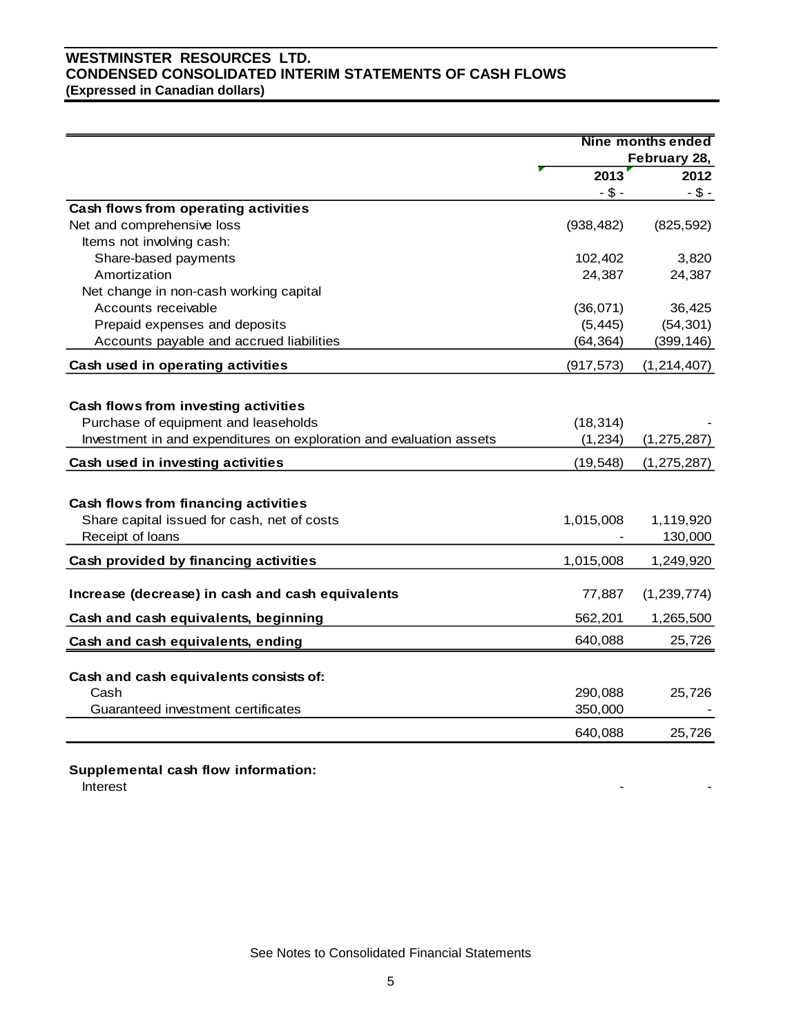# WESTMINSTER RESOURCES LTD.
## CONDENSED CONSOLIDATED INTERIM STATEMENTS OF CASH FLOWS
**(Expressed in Canadian dollars)**

| | Nine months ended February 28, | |
|---|---|---|
| | **2013** | **2012** |
| | - $ - | - $ - |
| **Cash flows from operating activities** | | |
| Net and comprehensive loss | (938,482) | (825,592) |
| Items not involving cash: | | |
| Share-based payments | 102,402 | 3,820 |
| Amortization | 24,387 | 24,387 |
| Net change in non-cash working capital | | |
| Accounts receivable | (36,071) | 36,425 |
| Prepaid expenses and deposits | (5,445) | (54,301) |
| Accounts payable and accrued liabilities | (64,364) | (399,146) |
| **Cash used in operating activities** | (917,573) | (1,214,407) |
| | | |
| **Cash flows from investing activities** | | |
| Purchase of equipment and leaseholds | (18,314) | - |
| Investment in and expenditures on exploration and evaluation assets | (1,234) | (1,275,287) |
| **Cash used in investing activities** | (19,548) | (1,275,287) |
| | | |
| **Cash flows from financing activities** | | |
| Share capital issued for cash, net of costs | 1,015,008 | 1,119,920 |
| Receipt of loans | - | 130,000 |
| **Cash provided by financing activities** | 1,015,008 | 1,249,920 |
| | | |
| **Increase (decrease) in cash and cash equivalents** | 77,887 | (1,239,774) |
| **Cash and cash equivalents, beginning** | 562,201 | 1,265,500 |
| **Cash and cash equivalents, ending** | 640,088 | 25,726 |
| | | |
| **Cash and cash equivalents consists of:** | | |
| Cash | 290,088 | 25,726 |
| Guaranteed investment certificates | 350,000 | - |
| | 640,088 | 25,726 |

| **Supplemental cash flow information:** | | |
|---|---|---|
| Interest | - | - |

See Notes to Consolidated Financial Statements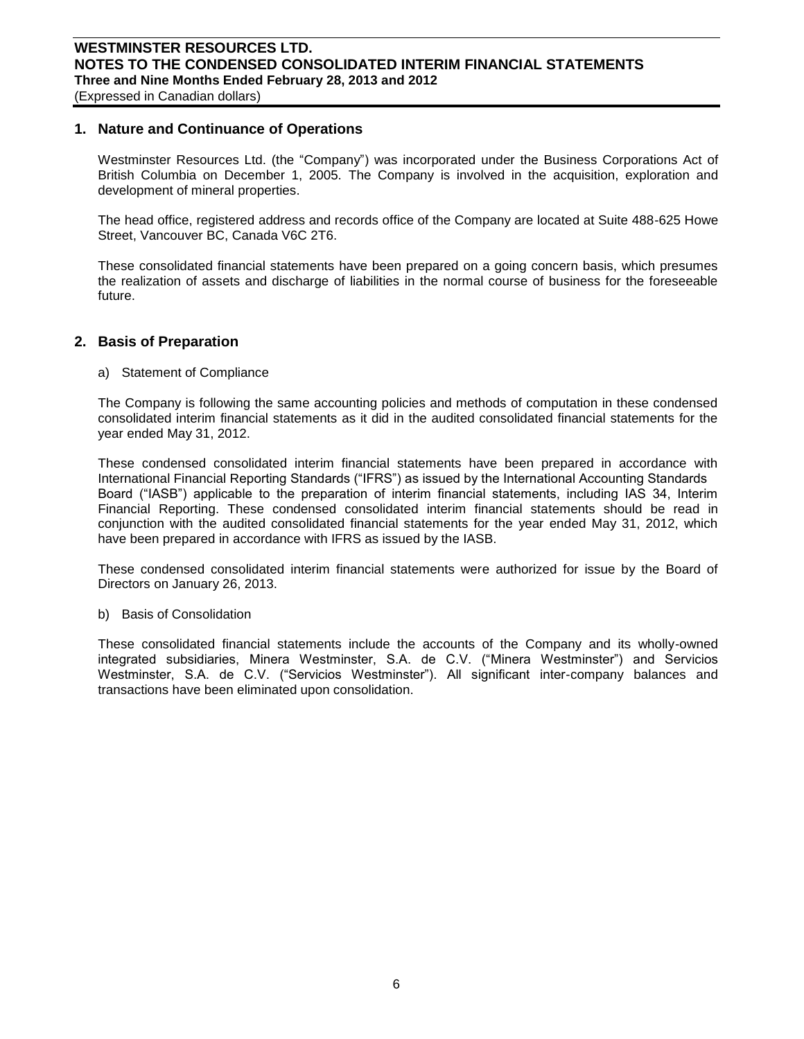## 1. Nature and Continuance of Operations

Westminster Resources Ltd. (the "Company") was incorporated under the Business Corporations Act of British Columbia on December 1, 2005. The Company is involved in the acquisition, exploration and development of mineral properties.

The head office, registered address and records office of the Company are located at Suite 488-625 Howe Street, Vancouver BC, Canada V6C 2T6.

These consolidated financial statements have been prepared on a going concern basis, which presumes the realization of assets and discharge of liabilities in the normal course of business for the foreseeable future.

## 2. Basis of Preparation

a) Statement of Compliance

The Company is following the same accounting policies and methods of computation in these condensed consolidated interim financial statements as it did in the audited consolidated financial statements for the year ended May 31, 2012.

These condensed consolidated interim financial statements have been prepared in accordance with International Financial Reporting Standards ("IFRS") as issued by the International Accounting Standards Board ("IASB") applicable to the preparation of interim financial statements, including IAS 34, Interim Financial Reporting. These condensed consolidated interim financial statements should be read in conjunction with the audited consolidated financial statements for the year ended May 31, 2012, which have been prepared in accordance with IFRS as issued by the IASB.

These condensed consolidated interim financial statements were authorized for issue by the Board of Directors on January 26, 2013.

b) Basis of Consolidation

These consolidated financial statements include the accounts of the Company and its wholly-owned integrated subsidiaries, Minera Westminster, S.A. de C.V. ("Minera Westminster") and Servicios Westminster, S.A. de C.V. ("Servicios Westminster"). All significant inter-company balances and transactions have been eliminated upon consolidation.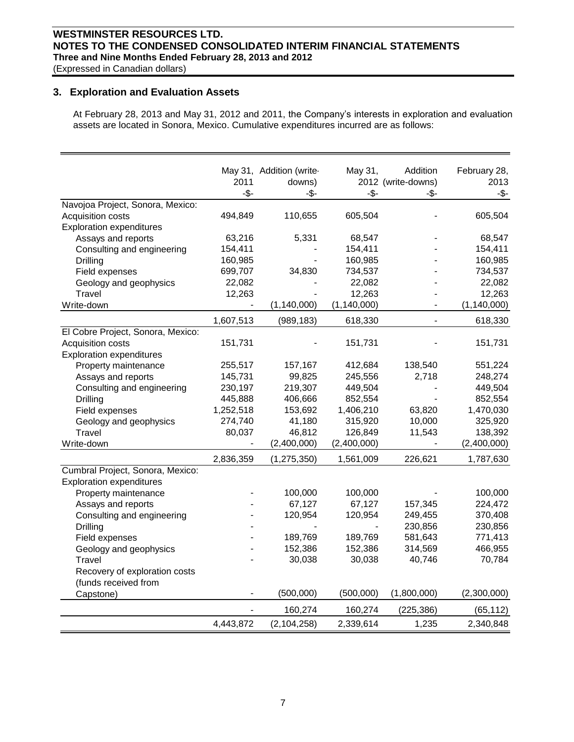**WESTMINSTER RESOURCES LTD.**
**NOTES TO THE CONDENSED CONSOLIDATED INTERIM FINANCIAL STATEMENTS**
**Three and Nine Months Ended February 28, 2013 and 2012**
(Expressed in Canadian dollars)

## 3. Exploration and Evaluation Assets

At February 28, 2013 and May 31, 2012 and 2011, the Company's interests in exploration and evaluation assets are located in Sonora, Mexico. Cumulative expenditures incurred are as follows:

| | May 31, 2011 | Addition (write-downs) | May 31, 2012 | Addition (write-downs) | February 28, 2013 |
|---|---|---|---|---|---|
| | -$- | -$- | -$- | -$- | -$- |
| Navojoa Project, Sonora, Mexico: | | | | | |
| Acquisition costs | 494,849 | 110,655 | 605,504 | - | 605,504 |
| Exploration expenditures | | | | | |
| Assays and reports | 63,216 | 5,331 | 68,547 | - | 68,547 |
| Consulting and engineering | 154,411 | - | 154,411 | - | 154,411 |
| Drilling | 160,985 | - | 160,985 | - | 160,985 |
| Field expenses | 699,707 | 34,830 | 734,537 | - | 734,537 |
| Geology and geophysics | 22,082 | - | 22,082 | - | 22,082 |
| Travel | 12,263 | - | 12,263 | - | 12,263 |
| Write-down | - | (1,140,000) | (1,140,000) | - | (1,140,000) |
| | 1,607,513 | (989,183) | 618,330 | - | 618,330 |
| El Cobre Project, Sonora, Mexico: | | | | | |
| Acquisition costs | 151,731 | - | 151,731 | - | 151,731 |
| Exploration expenditures | | | | | |
| Property maintenance | 255,517 | 157,167 | 412,684 | 138,540 | 551,224 |
| Assays and reports | 145,731 | 99,825 | 245,556 | 2,718 | 248,274 |
| Consulting and engineering | 230,197 | 219,307 | 449,504 | - | 449,504 |
| Drilling | 445,888 | 406,666 | 852,554 | - | 852,554 |
| Field expenses | 1,252,518 | 153,692 | 1,406,210 | 63,820 | 1,470,030 |
| Geology and geophysics | 274,740 | 41,180 | 315,920 | 10,000 | 325,920 |
| Travel | 80,037 | 46,812 | 126,849 | 11,543 | 138,392 |
| Write-down | - | (2,400,000) | (2,400,000) | - | (2,400,000) |
| | 2,836,359 | (1,275,350) | 1,561,009 | 226,621 | 1,787,630 |
| Cumbral Project, Sonora, Mexico: | | | | | |
| Exploration expenditures | | | | | |
| Property maintenance | - | 100,000 | 100,000 | - | 100,000 |
| Assays and reports | - | 67,127 | 67,127 | 157,345 | 224,472 |
| Consulting and engineering | - | 120,954 | 120,954 | 249,455 | 370,408 |
| Drilling | - | - | - | 230,856 | 230,856 |
| Field expenses | - | 189,769 | 189,769 | 581,643 | 771,413 |
| Geology and geophysics | - | 152,386 | 152,386 | 314,569 | 466,955 |
| Travel | - | 30,038 | 30,038 | 40,746 | 70,784 |
| Recovery of exploration costs (funds received from Capstone) | - | (500,000) | (500,000) | (1,800,000) | (2,300,000) |
| | - | 160,274 | 160,274 | (225,386) | (65,112) |
| | 4,443,872 | (2,104,258) | 2,339,614 | 1,235 | 2,340,848 |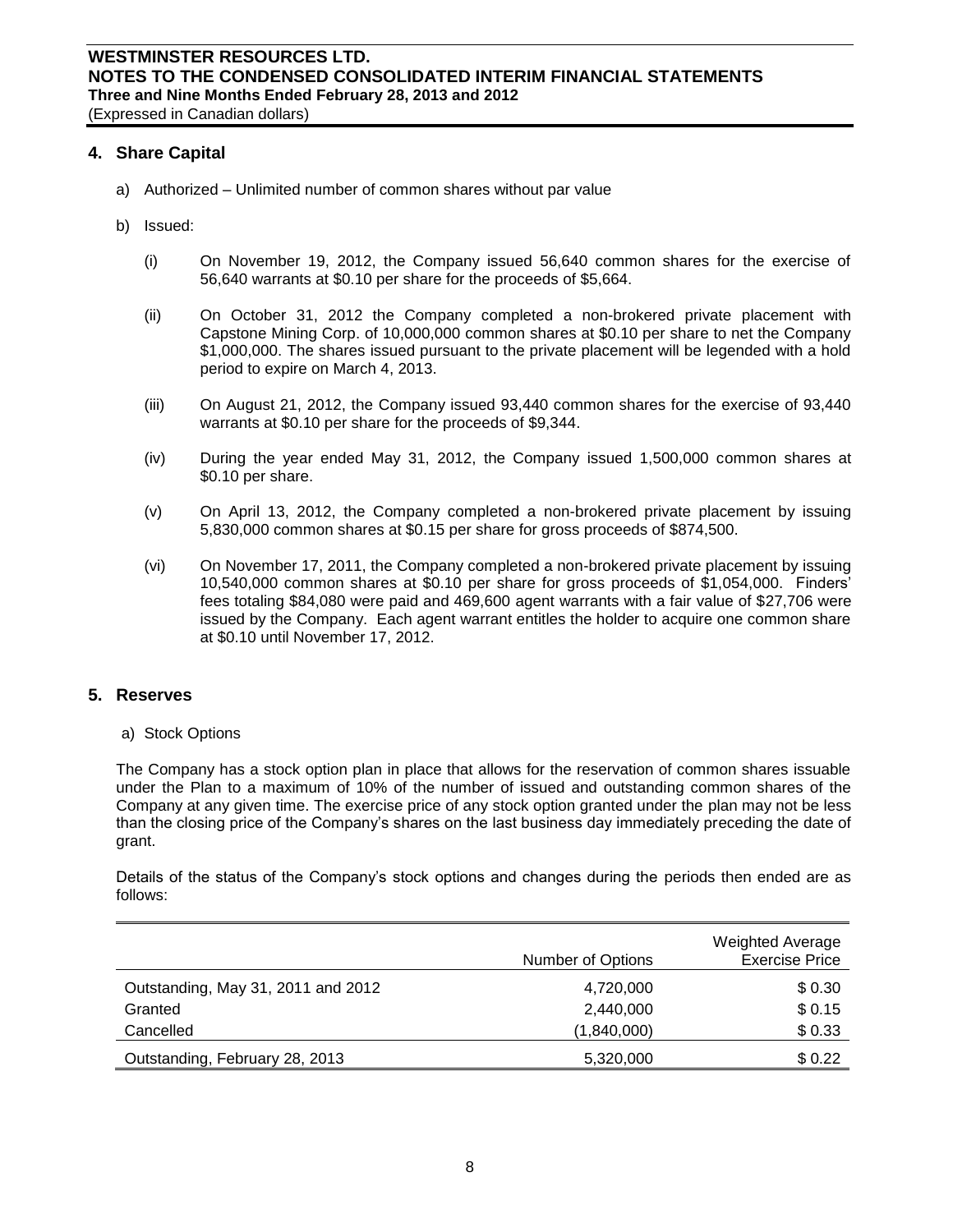## 4. Share Capital

a) Authorized – Unlimited number of common shares without par value

b) Issued:

(i) On November 19, 2012, the Company issued 56,640 common shares for the exercise of 56,640 warrants at $0.10 per share for the proceeds of $5,664.

(ii) On October 31, 2012 the Company completed a non-brokered private placement with Capstone Mining Corp. of 10,000,000 common shares at $0.10 per share to net the Company $1,000,000. The shares issued pursuant to the private placement will be legended with a hold period to expire on March 4, 2013.

(iii) On August 21, 2012, the Company issued 93,440 common shares for the exercise of 93,440 warrants at $0.10 per share for the proceeds of $9,344.

(iv) During the year ended May 31, 2012, the Company issued 1,500,000 common shares at $0.10 per share.

(v) On April 13, 2012, the Company completed a non-brokered private placement by issuing 5,830,000 common shares at $0.15 per share for gross proceeds of $874,500.

(vi) On November 17, 2011, the Company completed a non-brokered private placement by issuing 10,540,000 common shares at $0.10 per share for gross proceeds of $1,054,000. Finders' fees totaling $84,080 were paid and 469,600 agent warrants with a fair value of $27,706 were issued by the Company. Each agent warrant entitles the holder to acquire one common share at $0.10 until November 17, 2012.

## 5. Reserves

a) Stock Options

The Company has a stock option plan in place that allows for the reservation of common shares issuable under the Plan to a maximum of 10% of the number of issued and outstanding common shares of the Company at any given time. The exercise price of any stock option granted under the plan may not be less than the closing price of the Company's shares on the last business day immediately preceding the date of grant.

Details of the status of the Company's stock options and changes during the periods then ended are as follows:

| | Number of Options | Weighted Average Exercise Price |
|---|---|---|
| Outstanding, May 31, 2011 and 2012 | 4,720,000 | $ 0.30 |
| Granted | 2,440,000 | $ 0.15 |
| Cancelled | (1,840,000) | $ 0.33 |
| Outstanding, February 28, 2013 | 5,320,000 | $ 0.22 |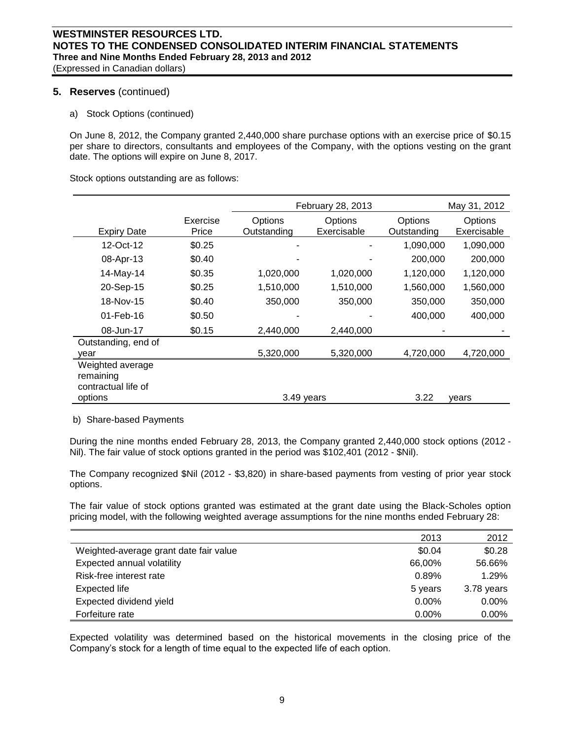## 5. Reserves (continued)

a) Stock Options (continued)

On June 8, 2012, the Company granted 2,440,000 share purchase options with an exercise price of \$0.15 per share to directors, consultants and employees of the Company, with the options vesting on the grant date. The options will expire on June 8, 2017.

Stock options outstanding are as follows:

| | | February 28, 2013 | | May 31, 2012 | |
|---|---|---|---|---|---|
| Expiry Date | Exercise Price | Options Outstanding | Options Exercisable | Options Outstanding | Options Exercisable |
| 12-Oct-12 | \$0.25 | - | - | 1,090,000 | 1,090,000 |
| 08-Apr-13 | \$0.40 | - | - | 200,000 | 200,000 |
| 14-May-14 | \$0.35 | 1,020,000 | 1,020,000 | 1,120,000 | 1,120,000 |
| 20-Sep-15 | \$0.25 | 1,510,000 | 1,510,000 | 1,560,000 | 1,560,000 |
| 18-Nov-15 | \$0.40 | 350,000 | 350,000 | 350,000 | 350,000 |
| 01-Feb-16 | \$0.50 | - | - | 400,000 | 400,000 |
| 08-Jun-17 | \$0.15 | 2,440,000 | 2,440,000 | - | - |
| Outstanding, end of year | | 5,320,000 | 5,320,000 | 4,720,000 | 4,720,000 |
| Weighted average remaining contractual life of options | | 3.49 years | | 3.22 | years |

b) Share-based Payments

During the nine months ended February 28, 2013, the Company granted 2,440,000 stock options (2012 - Nil). The fair value of stock options granted in the period was \$102,401 (2012 - \$Nil).

The Company recognized \$Nil (2012 - \$3,820) in share-based payments from vesting of prior year stock options.

The fair value of stock options granted was estimated at the grant date using the Black-Scholes option pricing model, with the following weighted average assumptions for the nine months ended February 28:

| | 2013 | 2012 |
|---|---|---|
| Weighted-average grant date fair value | \$0.04 | \$0.28 |
| Expected annual volatility | 66,00% | 56.66% |
| Risk-free interest rate | 0.89% | 1.29% |
| Expected life | 5 years | 3.78 years |
| Expected dividend yield | 0.00% | 0.00% |
| Forfeiture rate | 0.00% | 0.00% |

Expected volatility was determined based on the historical movements in the closing price of the Company's stock for a length of time equal to the expected life of each option.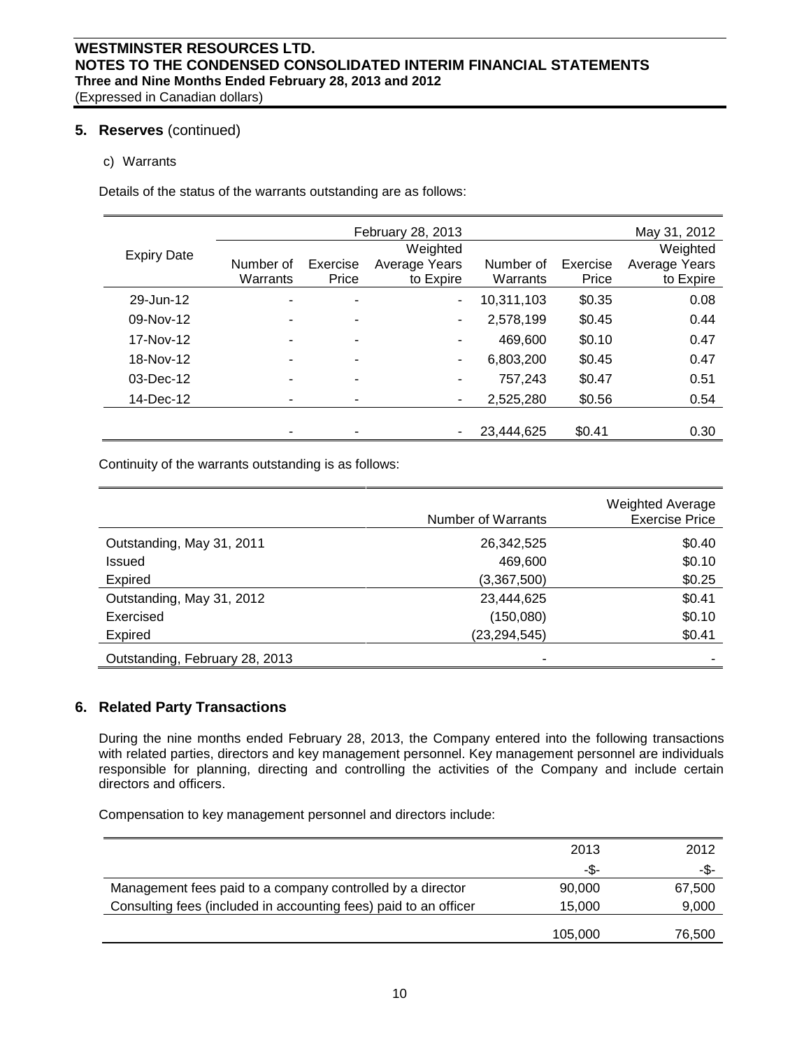## 5. Reserves (continued)

c) Warrants

Details of the status of the warrants outstanding are as follows:

| Expiry Date | February 28, 2013 | | | May 31, 2012 | | |
|---|---|---|---|---|---|---|
| | Number of Warrants | Exercise Price | Weighted Average Years to Expire | Number of Warrants | Exercise Price | Weighted Average Years to Expire |
| 29-Jun-12 | - | - | - | 10,311,103 | $0.35 | 0.08 |
| 09-Nov-12 | - | - | - | 2,578,199 | $0.45 | 0.44 |
| 17-Nov-12 | - | - | - | 469,600 | $0.10 | 0.47 |
| 18-Nov-12 | - | - | - | 6,803,200 | $0.45 | 0.47 |
| 03-Dec-12 | - | - | - | 757,243 | $0.47 | 0.51 |
| 14-Dec-12 | - | - | - | 2,525,280 | $0.56 | 0.54 |
| | - | - | - | 23,444,625 | $0.41 | 0.30 |

Continuity of the warrants outstanding is as follows:

| | Number of Warrants | Weighted Average Exercise Price |
|---|---|---|
| Outstanding, May 31, 2011 | 26,342,525 | $0.40 |
| Issued | 469,600 | $0.10 |
| Expired | (3,367,500) | $0.25 |
| Outstanding, May 31, 2012 | 23,444,625 | $0.41 |
| Exercised | (150,080) | $0.10 |
| Expired | (23,294,545) | $0.41 |
| Outstanding, February 28, 2013 | - | - |

## 6. Related Party Transactions

During the nine months ended February 28, 2013, the Company entered into the following transactions with related parties, directors and key management personnel. Key management personnel are individuals responsible for planning, directing and controlling the activities of the Company and include certain directors and officers.

Compensation to key management personnel and directors include:

| | 2013 | 2012 |
|---|---|---|
| | -$- | -$- |
| Management fees paid to a company controlled by a director | 90,000 | 67,500 |
| Consulting fees (included in accounting fees) paid to an officer | 15,000 | 9,000 |
| | 105,000 | 76,500 |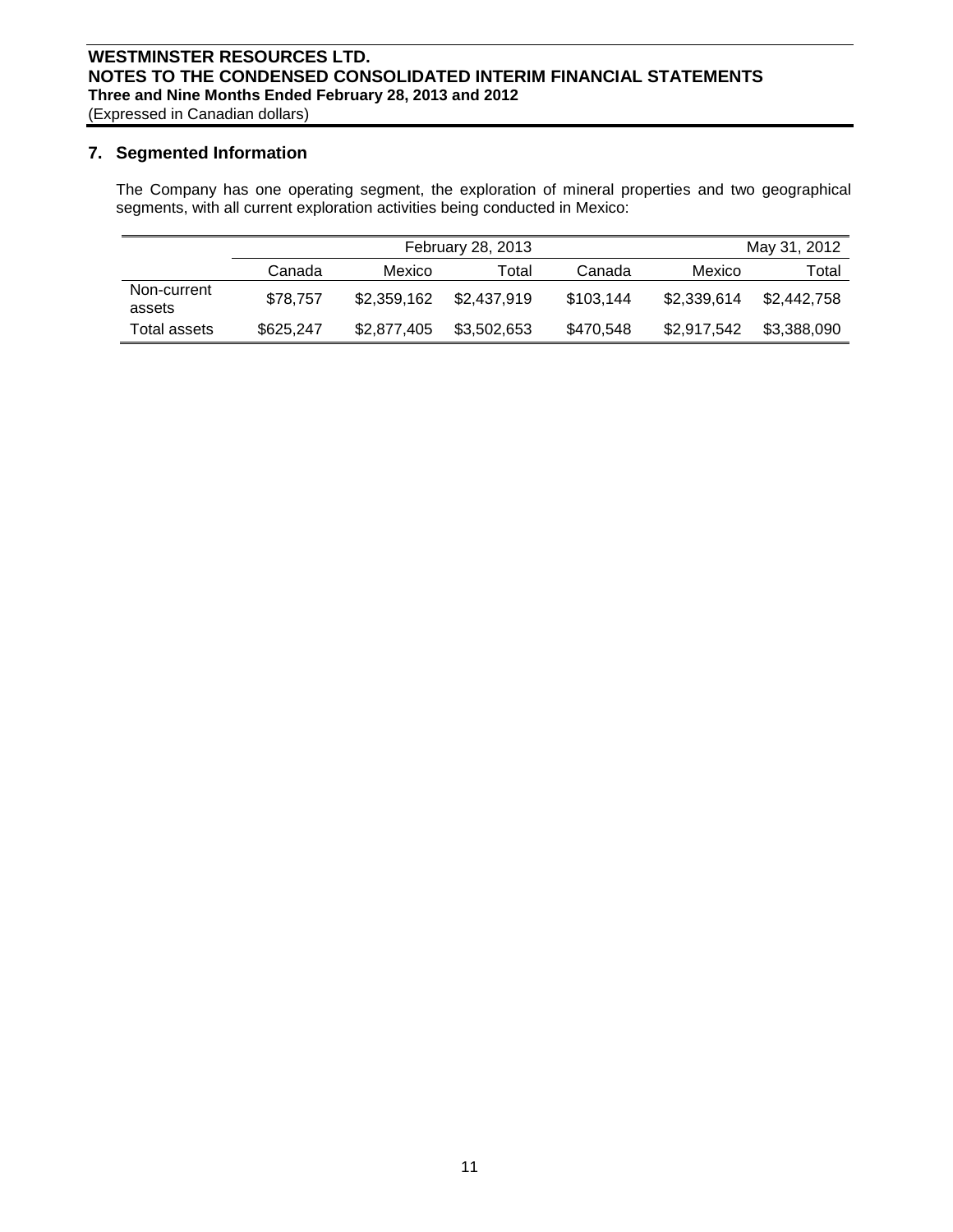## 7. Segmented Information

The Company has one operating segment, the exploration of mineral properties and two geographical segments, with all current exploration activities being conducted in Mexico:

| | February 28, 2013 | | | May 31, 2012 | | |
|---|---|---|---|---|---|---|
| | Canada | Mexico | Total | Canada | Mexico | Total |
| Non-current assets | $78,757 | $2,359,162 | $2,437,919 | $103,144 | $2,339,614 | $2,442,758 |
| Total assets | $625,247 | $2,877,405 | $3,502,653 | $470,548 | $2,917,542 | $3,388,090 |